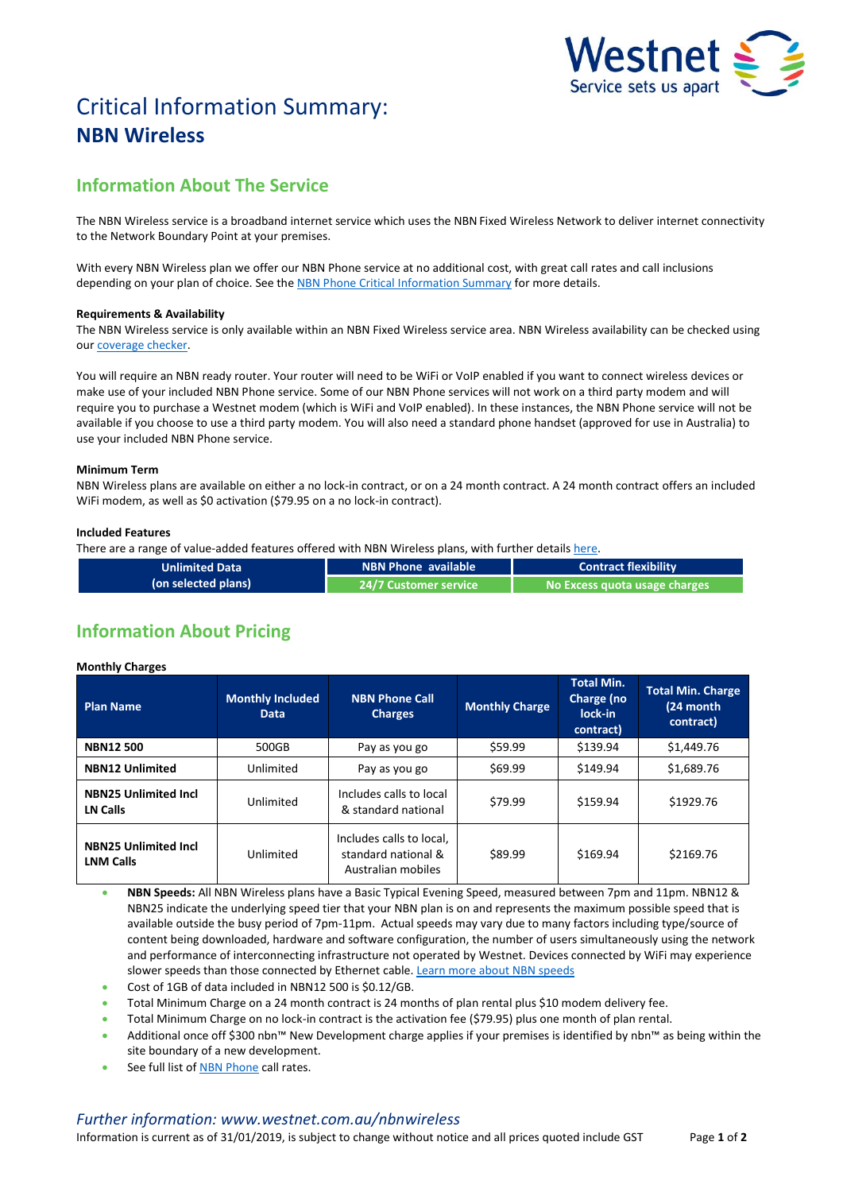# Critical Information Summary: **NBN Wireless**

## Information About The Service

The NBN Wireless service is a broadband internet service which uses the NBN Fixed Wireless Network to deliver internet connectivity to the Network Boundary Point at your premises.

With every NBN Wireless plan we offer our NBN Phone service at no additional cost, with great call rates and call inclusions depending on your plan of choice. See the [NBN Phone Critical Information Summary] for more details.

**Requirements & Availability**

The NBN Wireless service is only available within an NBN Fixed Wireless service area. NBN Wireless availability can be checked using our [coverage checker].

You will require an NBN ready router. Your router will need to be WiFi or VoIP enabled if you want to connect wireless devices or make use of your included NBN Phone service. Some of our NBN Phone services will not work on a third party modem and will require you to purchase a Westnet modem (which is WiFi and VoIP enabled). In these instances, the NBN Phone service will not be available if you choose to use a third party modem. You will also need a standard phone handset (approved for use in Australia) to use your included NBN Phone service.

**Minimum Term**

NBN Wireless plans are available on either a no lock-in contract, or on a 24 month contract. A 24 month contract offers an included WiFi modem, as well as $0 activation ($79.95 on a no lock-in contract).

**Included Features**

There are a range of value-added features offered with NBN Wireless plans, with further details [here].

| Unlimited Data (on selected plans) | NBN Phone available | Contract flexibility |
|---|---|---|
| | 24/7 Customer service | No Excess quota usage charges |

## Information About Pricing

**Monthly Charges**

| Plan Name | Monthly Included Data | NBN Phone Call Charges | Monthly Charge | Total Min. Charge (no lock-in contract) | Total Min. Charge (24 month contract) |
|---|---|---|---|---|---|
| **NBN12 500** | 500GB | Pay as you go | $59.99 | $139.94 | $1,449.76 |
| **NBN12 Unlimited** | Unlimited | Pay as you go | $69.99 | $149.94 | $1,689.76 |
| **NBN25 Unlimited Incl LN Calls** | Unlimited | Includes calls to local & standard national | $79.99 | $159.94 | $1929.76 |
| **NBN25 Unlimited Incl LNM Calls** | Unlimited | Includes calls to local, standard national & Australian mobiles | $89.99 | $169.94 | $2169.76 |

- **NBN Speeds:** All NBN Wireless plans have a Basic Typical Evening Speed, measured between 7pm and 11pm. NBN12 & NBN25 indicate the underlying speed tier that your NBN plan is on and represents the maximum possible speed that is available outside the busy period of 7pm-11pm. Actual speeds may vary due to many factors including type/source of content being downloaded, hardware and software configuration, the number of users simultaneously using the network and performance of interconnecting infrastructure not operated by Westnet. Devices connected by WiFi may experience slower speeds than those connected by Ethernet cable. [Learn more about NBN speeds]
- Cost of 1GB of data included in NBN12 500 is $0.12/GB.
- Total Minimum Charge on a 24 month contract is 24 months of plan rental plus $10 modem delivery fee.
- Total Minimum Charge on no lock-in contract is the activation fee ($79.95) plus one month of plan rental.
- Additional once off $300 nbn™ New Development charge applies if your premises is identified by nbn™ as being within the site boundary of a new development.
- See full list of [NBN Phone] call rates.

*Further information: www.westnet.com.au/nbnwireless*

Information is current as of 31/01/2019, is subject to change without notice and all prices quoted include GST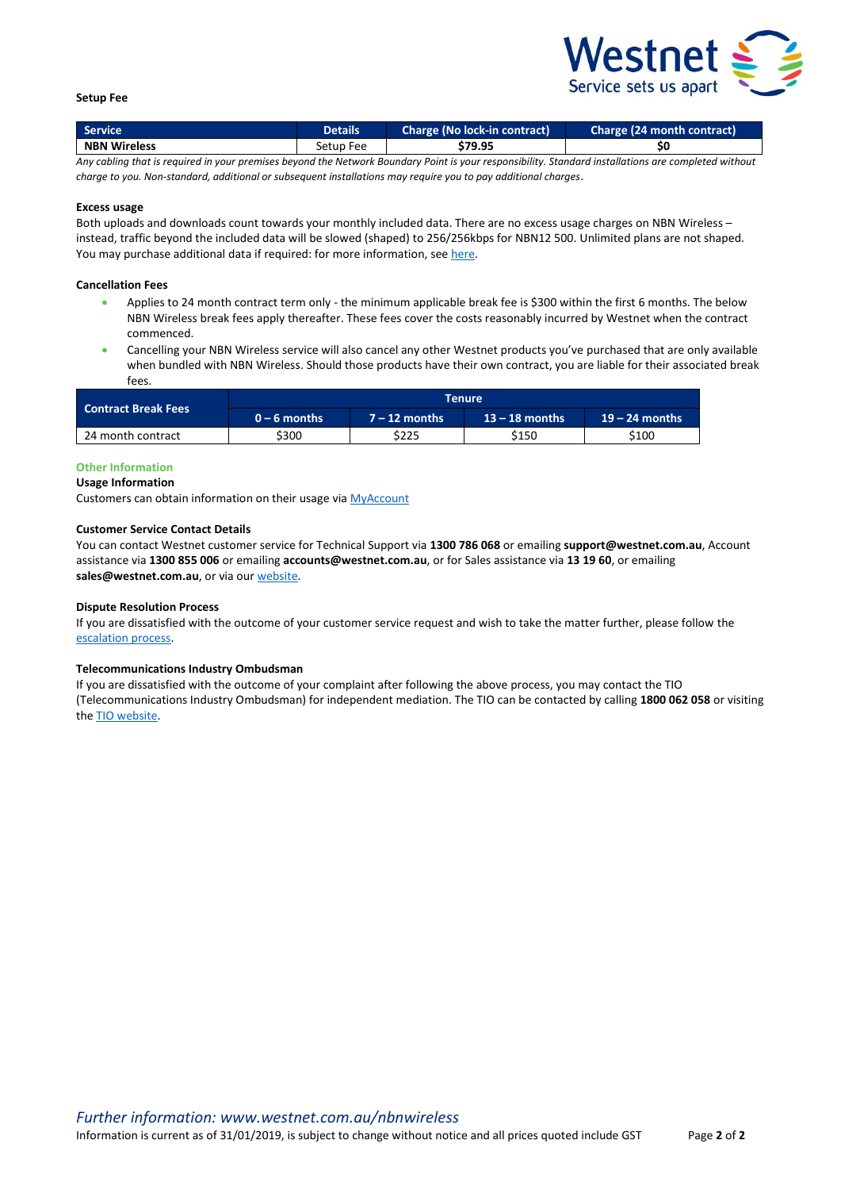**Setup Fee**

| Service | Details | Charge (No lock-in contract) | Charge (24 month contract) |
|---|---|---|---|
| **NBN Wireless** | Setup Fee | **$79.95** | **$0** |

*Any cabling that is required in your premises beyond the Network Boundary Point is your responsibility. Standard installations are completed without charge to you. Non-standard, additional or subsequent installations may require you to pay additional charges*.

**Excess usage**

Both uploads and downloads count towards your monthly included data. There are no excess usage charges on NBN Wireless – instead, traffic beyond the included data will be slowed (shaped) to 256/256kbps for NBN12 500. Unlimited plans are not shaped. You may purchase additional data if required: for more information, see here.

**Cancellation Fees**

- Applies to 24 month contract term only - the minimum applicable break fee is $300 within the first 6 months. The below NBN Wireless break fees apply thereafter. These fees cover the costs reasonably incurred by Westnet when the contract commenced.
- Cancelling your NBN Wireless service will also cancel any other Westnet products you've purchased that are only available when bundled with NBN Wireless. Should those products have their own contract, you are liable for their associated break fees.

| Contract Break Fees | Tenure | | | |
|---|---|---|---|---|
| | 0 – 6 months | 7 – 12 months | 13 – 18 months | 19 – 24 months |
| 24 month contract | $300 | $225 | $150 | $100 |

## Other Information

**Usage Information**

Customers can obtain information on their usage via MyAccount

**Customer Service Contact Details**

You can contact Westnet customer service for Technical Support via **1300 786 068** or emailing **support@westnet.com.au**, Account assistance via **1300 855 006** or emailing **accounts@westnet.com.au**, or for Sales assistance via **13 19 60**, or emailing **sales@westnet.com.au**, or via our website.

**Dispute Resolution Process**

If you are dissatisfied with the outcome of your customer service request and wish to take the matter further, please follow the escalation process.

**Telecommunications Industry Ombudsman**

If you are dissatisfied with the outcome of your complaint after following the above process, you may contact the TIO (Telecommunications Industry Ombudsman) for independent mediation. The TIO can be contacted by calling **1800 062 058** or visiting the TIO website.

*Further information: www.westnet.com.au/nbnwireless*

Information is current as of 31/01/2019, is subject to change without notice and all prices quoted include GST